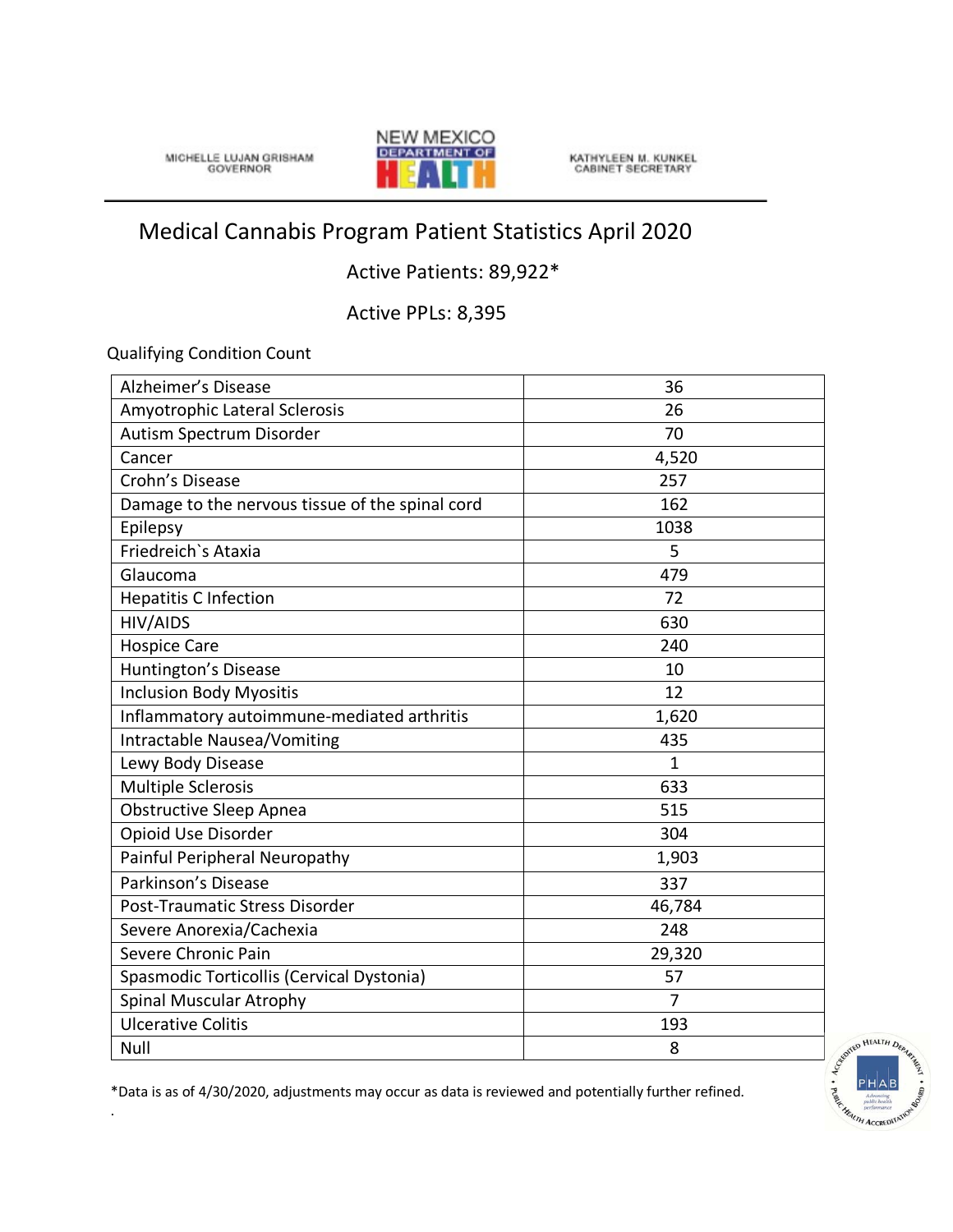MICHELLE LUJAN GRISHAM
GOVERNOR

NEW MEXICO
DEPARTMENT OF
HEALTH

KATHYLEEN M. KUNKEL
CABINET SECRETARY

# Medical Cannabis Program Patient Statistics April 2020

Active Patients: 89,922*

Active PPLs: 8,395

Qualifying Condition Count

| | |
|---|---|
| Alzheimer's Disease | 36 |
| Amyotrophic Lateral Sclerosis | 26 |
| Autism Spectrum Disorder | 70 |
| Cancer | 4,520 |
| Crohn's Disease | 257 |
| Damage to the nervous tissue of the spinal cord | 162 |
| Epilepsy | 1038 |
| Friedreich`s Ataxia | 5 |
| Glaucoma | 479 |
| Hepatitis C Infection | 72 |
| HIV/AIDS | 630 |
| Hospice Care | 240 |
| Huntington's Disease | 10 |
| Inclusion Body Myositis | 12 |
| Inflammatory autoimmune-mediated arthritis | 1,620 |
| Intractable Nausea/Vomiting | 435 |
| Lewy Body Disease | 1 |
| Multiple Sclerosis | 633 |
| Obstructive Sleep Apnea | 515 |
| Opioid Use Disorder | 304 |
| Painful Peripheral Neuropathy | 1,903 |
| Parkinson's Disease | 337 |
| Post-Traumatic Stress Disorder | 46,784 |
| Severe Anorexia/Cachexia | 248 |
| Severe Chronic Pain | 29,320 |
| Spasmodic Torticollis (Cervical Dystonia) | 57 |
| Spinal Muscular Atrophy | 7 |
| Ulcerative Colitis | 193 |
| Null | 8 |

*Data is as of 4/30/2020, adjustments may occur as data is reviewed and potentially further refined.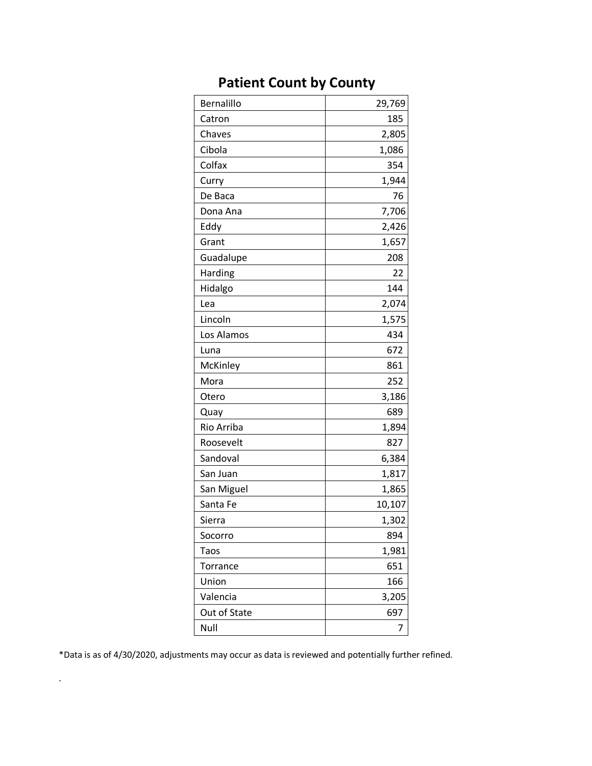## Patient Count by County

| | |
|---|---|
| Bernalillo | 29,769 |
| Catron | 185 |
| Chaves | 2,805 |
| Cibola | 1,086 |
| Colfax | 354 |
| Curry | 1,944 |
| De Baca | 76 |
| Dona Ana | 7,706 |
| Eddy | 2,426 |
| Grant | 1,657 |
| Guadalupe | 208 |
| Harding | 22 |
| Hidalgo | 144 |
| Lea | 2,074 |
| Lincoln | 1,575 |
| Los Alamos | 434 |
| Luna | 672 |
| McKinley | 861 |
| Mora | 252 |
| Otero | 3,186 |
| Quay | 689 |
| Rio Arriba | 1,894 |
| Roosevelt | 827 |
| Sandoval | 6,384 |
| San Juan | 1,817 |
| San Miguel | 1,865 |
| Santa Fe | 10,107 |
| Sierra | 1,302 |
| Socorro | 894 |
| Taos | 1,981 |
| Torrance | 651 |
| Union | 166 |
| Valencia | 3,205 |
| Out of State | 697 |
| Null | 7 |

*Data is as of 4/30/2020, adjustments may occur as data is reviewed and potentially further refined.

.